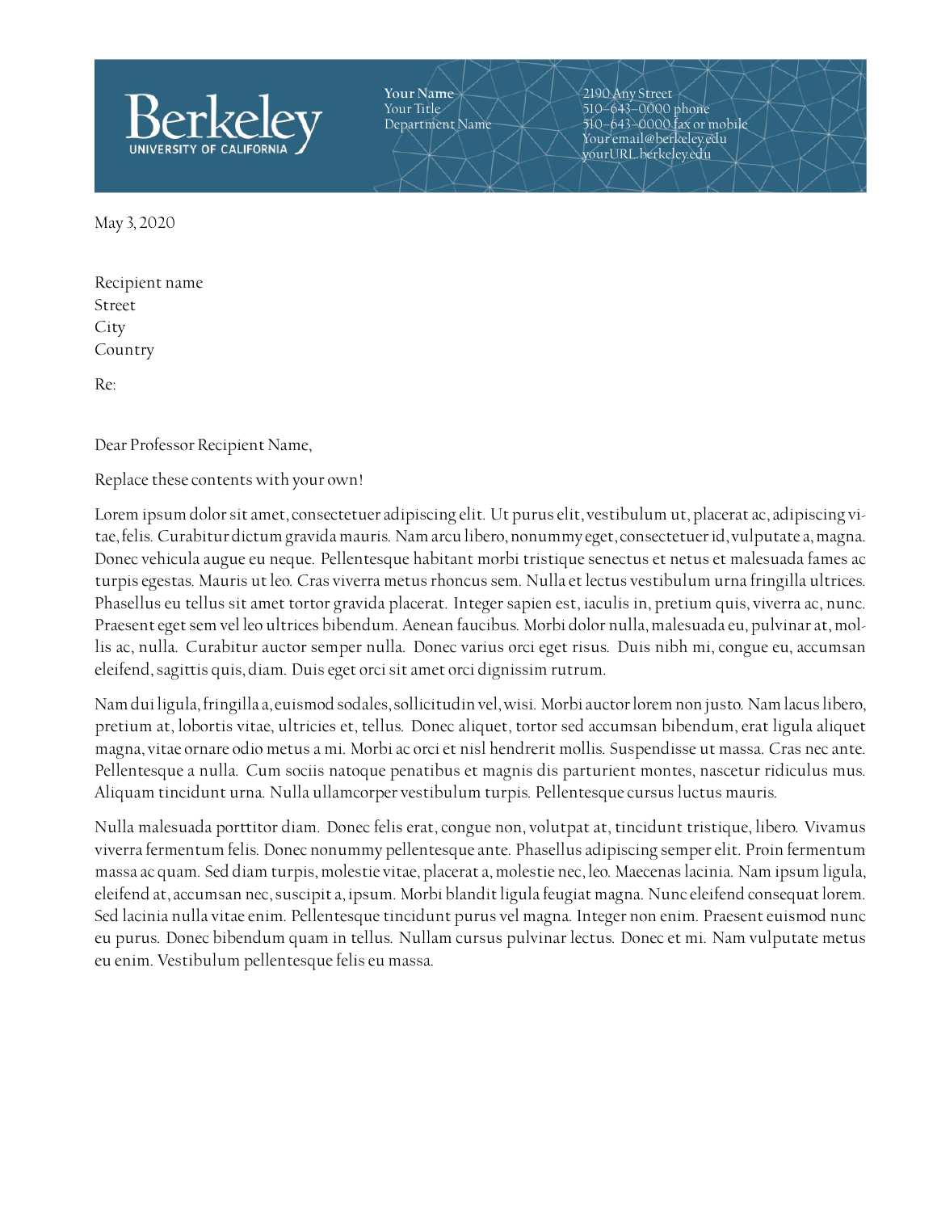**Berkeley**
UNIVERSITY OF CALIFORNIA

**Your Name**
Your Title
Department Name

2190 Any Street
510–643–0000 phone
510–643–0000 fax or mobile
Your email@berkeley.edu
yourURL.berkeley.edu

May 3, 2020

Recipient name
Street
City
Country

Re:

Dear Professor Recipient Name,

Replace these contents with your own!

Lorem ipsum dolor sit amet, consectetuer adipiscing elit. Ut purus elit, vestibulum ut, placerat ac, adipiscing vitae, felis. Curabitur dictum gravida mauris. Nam arcu libero, nonummy eget, consectetuer id, vulputate a, magna. Donec vehicula augue eu neque. Pellentesque habitant morbi tristique senectus et netus et malesuada fames ac turpis egestas. Mauris ut leo. Cras viverra metus rhoncus sem. Nulla et lectus vestibulum urna fringilla ultrices. Phasellus eu tellus sit amet tortor gravida placerat. Integer sapien est, iaculis in, pretium quis, viverra ac, nunc. Praesent eget sem vel leo ultrices bibendum. Aenean faucibus. Morbi dolor nulla, malesuada eu, pulvinar at, mollis ac, nulla. Curabitur auctor semper nulla. Donec varius orci eget risus. Duis nibh mi, congue eu, accumsan eleifend, sagittis quis, diam. Duis eget orci sit amet orci dignissim rutrum.

Nam dui ligula, fringilla a, euismod sodales, sollicitudin vel, wisi. Morbi auctor lorem non justo. Nam lacus libero, pretium at, lobortis vitae, ultricies et, tellus. Donec aliquet, tortor sed accumsan bibendum, erat ligula aliquet magna, vitae ornare odio metus a mi. Morbi ac orci et nisl hendrerit mollis. Suspendisse ut massa. Cras nec ante. Pellentesque a nulla. Cum sociis natoque penatibus et magnis dis parturient montes, nascetur ridiculus mus. Aliquam tincidunt urna. Nulla ullamcorper vestibulum turpis. Pellentesque cursus luctus mauris.

Nulla malesuada porttitor diam. Donec felis erat, congue non, volutpat at, tincidunt tristique, libero. Vivamus viverra fermentum felis. Donec nonummy pellentesque ante. Phasellus adipiscing semper elit. Proin fermentum massa ac quam. Sed diam turpis, molestie vitae, placerat a, molestie nec, leo. Maecenas lacinia. Nam ipsum ligula, eleifend at, accumsan nec, suscipit a, ipsum. Morbi blandit ligula feugiat magna. Nunc eleifend consequat lorem. Sed lacinia nulla vitae enim. Pellentesque tincidunt purus vel magna. Integer non enim. Praesent euismod nunc eu purus. Donec bibendum quam in tellus. Nullam cursus pulvinar lectus. Donec et mi. Nam vulputate metus eu enim. Vestibulum pellentesque felis eu massa.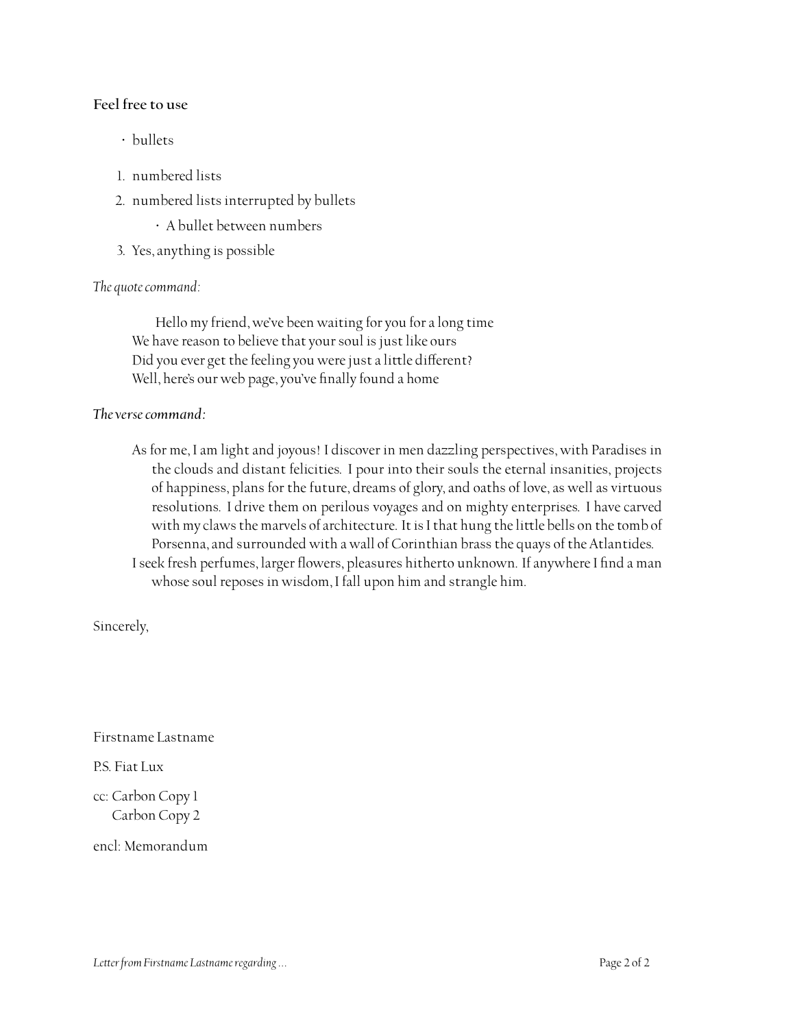**Feel free to use**

- bullets

1. numbered lists
2. numbered lists interrupted by bullets
   - A bullet between numbers
3. Yes, anything is possible

*The quote command:*

> Hello my friend, we've been waiting for you for a long time
> We have reason to believe that your soul is just like ours
> Did you ever get the feeling you were just a little different?
> Well, here's our web page, you've finally found a home

*The verse command:*

> As for me, I am light and joyous! I discover in men dazzling perspectives, with Paradises in the clouds and distant felicities. I pour into their souls the eternal insanities, projects of happiness, plans for the future, dreams of glory, and oaths of love, as well as virtuous resolutions. I drive them on perilous voyages and on mighty enterprises. I have carved with my claws the marvels of architecture. It is I that hung the little bells on the tomb of Porsenna, and surrounded with a wall of Corinthian brass the quays of the Atlantides.
> I seek fresh perfumes, larger flowers, pleasures hitherto unknown. If anywhere I find a man whose soul reposes in wisdom, I fall upon him and strangle him.

Sincerely,

Firstname Lastname

P.S. Fiat Lux

cc: Carbon Copy 1
Carbon Copy 2

encl: Memorandum